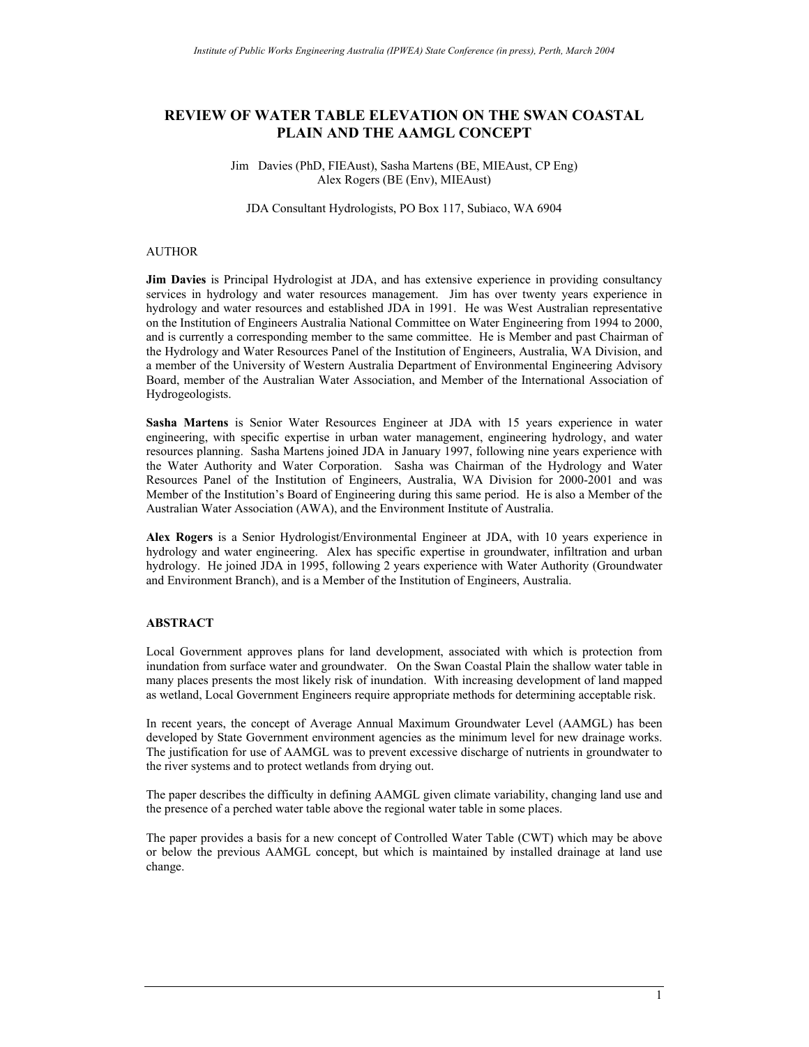# REVIEW OF WATER TABLE ELEVATION ON THE SWAN COASTAL PLAIN AND THE AAMGL CONCEPT

Jim Davies (PhD, FIEAust), Sasha Martens (BE, MIEAust, CP Eng)
Alex Rogers (BE (Env), MIEAust)

JDA Consultant Hydrologists, PO Box 117, Subiaco, WA 6904

AUTHOR

**Jim Davies** is Principal Hydrologist at JDA, and has extensive experience in providing consultancy services in hydrology and water resources management. Jim has over twenty years experience in hydrology and water resources and established JDA in 1991. He was West Australian representative on the Institution of Engineers Australia National Committee on Water Engineering from 1994 to 2000, and is currently a corresponding member to the same committee. He is Member and past Chairman of the Hydrology and Water Resources Panel of the Institution of Engineers, Australia, WA Division, and a member of the University of Western Australia Department of Environmental Engineering Advisory Board, member of the Australian Water Association, and Member of the International Association of Hydrogeologists.

**Sasha Martens** is Senior Water Resources Engineer at JDA with 15 years experience in water engineering, with specific expertise in urban water management, engineering hydrology, and water resources planning. Sasha Martens joined JDA in January 1997, following nine years experience with the Water Authority and Water Corporation. Sasha was Chairman of the Hydrology and Water Resources Panel of the Institution of Engineers, Australia, WA Division for 2000-2001 and was Member of the Institution's Board of Engineering during this same period. He is also a Member of the Australian Water Association (AWA), and the Environment Institute of Australia.

**Alex Rogers** is a Senior Hydrologist/Environmental Engineer at JDA, with 10 years experience in hydrology and water engineering. Alex has specific expertise in groundwater, infiltration and urban hydrology. He joined JDA in 1995, following 2 years experience with Water Authority (Groundwater and Environment Branch), and is a Member of the Institution of Engineers, Australia.

## ABSTRACT

Local Government approves plans for land development, associated with which is protection from inundation from surface water and groundwater. On the Swan Coastal Plain the shallow water table in many places presents the most likely risk of inundation. With increasing development of land mapped as wetland, Local Government Engineers require appropriate methods for determining acceptable risk.

In recent years, the concept of Average Annual Maximum Groundwater Level (AAMGL) has been developed by State Government environment agencies as the minimum level for new drainage works. The justification for use of AAMGL was to prevent excessive discharge of nutrients in groundwater to the river systems and to protect wetlands from drying out.

The paper describes the difficulty in defining AAMGL given climate variability, changing land use and the presence of a perched water table above the regional water table in some places.

The paper provides a basis for a new concept of Controlled Water Table (CWT) which may be above or below the previous AAMGL concept, but which is maintained by installed drainage at land use change.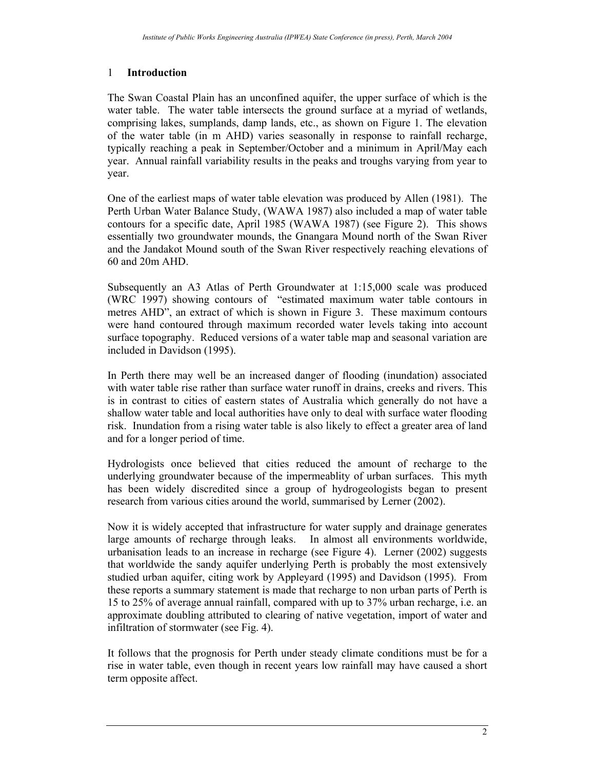## 1 **Introduction**

The Swan Coastal Plain has an unconfined aquifer, the upper surface of which is the water table. The water table intersects the ground surface at a myriad of wetlands, comprising lakes, sumplands, damp lands, etc., as shown on Figure 1. The elevation of the water table (in m AHD) varies seasonally in response to rainfall recharge, typically reaching a peak in September/October and a minimum in April/May each year. Annual rainfall variability results in the peaks and troughs varying from year to year.

One of the earliest maps of water table elevation was produced by Allen (1981). The Perth Urban Water Balance Study, (WAWA 1987) also included a map of water table contours for a specific date, April 1985 (WAWA 1987) (see Figure 2). This shows essentially two groundwater mounds, the Gnangara Mound north of the Swan River and the Jandakot Mound south of the Swan River respectively reaching elevations of 60 and 20m AHD.

Subsequently an A3 Atlas of Perth Groundwater at 1:15,000 scale was produced (WRC 1997) showing contours of "estimated maximum water table contours in metres AHD", an extract of which is shown in Figure 3. These maximum contours were hand contoured through maximum recorded water levels taking into account surface topography. Reduced versions of a water table map and seasonal variation are included in Davidson (1995).

In Perth there may well be an increased danger of flooding (inundation) associated with water table rise rather than surface water runoff in drains, creeks and rivers. This is in contrast to cities of eastern states of Australia which generally do not have a shallow water table and local authorities have only to deal with surface water flooding risk. Inundation from a rising water table is also likely to effect a greater area of land and for a longer period of time.

Hydrologists once believed that cities reduced the amount of recharge to the underlying groundwater because of the impermeablity of urban surfaces. This myth has been widely discredited since a group of hydrogeologists began to present research from various cities around the world, summarised by Lerner (2002).

Now it is widely accepted that infrastructure for water supply and drainage generates large amounts of recharge through leaks. In almost all environments worldwide, urbanisation leads to an increase in recharge (see Figure 4). Lerner (2002) suggests that worldwide the sandy aquifer underlying Perth is probably the most extensively studied urban aquifer, citing work by Appleyard (1995) and Davidson (1995). From these reports a summary statement is made that recharge to non urban parts of Perth is 15 to 25% of average annual rainfall, compared with up to 37% urban recharge, i.e. an approximate doubling attributed to clearing of native vegetation, import of water and infiltration of stormwater (see Fig. 4).

It follows that the prognosis for Perth under steady climate conditions must be for a rise in water table, even though in recent years low rainfall may have caused a short term opposite affect.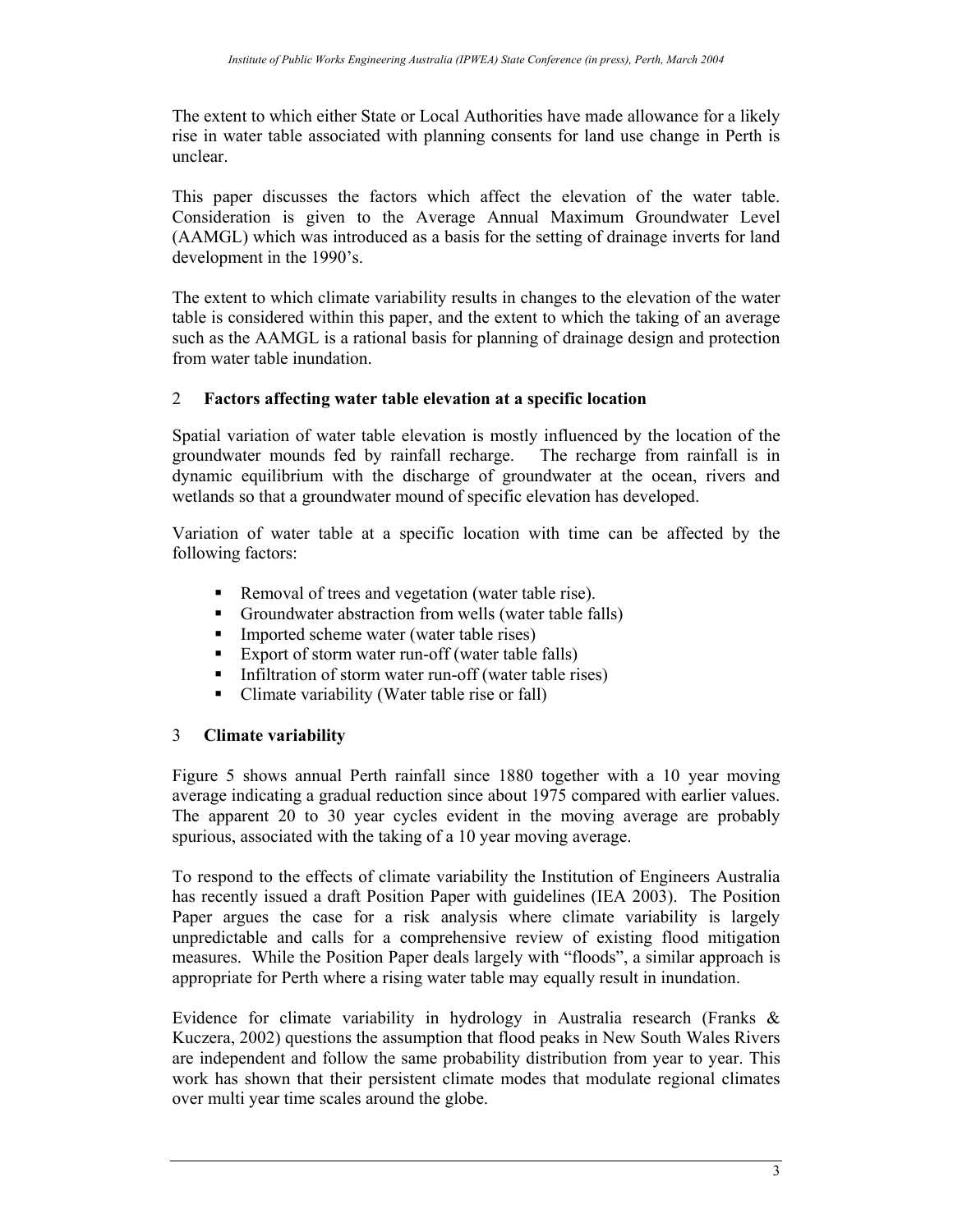The extent to which either State or Local Authorities have made allowance for a likely rise in water table associated with planning consents for land use change in Perth is unclear.

This paper discusses the factors which affect the elevation of the water table. Consideration is given to the Average Annual Maximum Groundwater Level (AAMGL) which was introduced as a basis for the setting of drainage inverts for land development in the 1990's.

The extent to which climate variability results in changes to the elevation of the water table is considered within this paper, and the extent to which the taking of an average such as the AAMGL is a rational basis for planning of drainage design and protection from water table inundation.

## 2 Factors affecting water table elevation at a specific location

Spatial variation of water table elevation is mostly influenced by the location of the groundwater mounds fed by rainfall recharge. The recharge from rainfall is in dynamic equilibrium with the discharge of groundwater at the ocean, rivers and wetlands so that a groundwater mound of specific elevation has developed.

Variation of water table at a specific location with time can be affected by the following factors:

- Removal of trees and vegetation (water table rise).
- Groundwater abstraction from wells (water table falls)
- Imported scheme water (water table rises)
- Export of storm water run-off (water table falls)
- Infiltration of storm water run-off (water table rises)
- Climate variability (Water table rise or fall)

## 3 Climate variability

Figure 5 shows annual Perth rainfall since 1880 together with a 10 year moving average indicating a gradual reduction since about 1975 compared with earlier values. The apparent 20 to 30 year cycles evident in the moving average are probably spurious, associated with the taking of a 10 year moving average.

To respond to the effects of climate variability the Institution of Engineers Australia has recently issued a draft Position Paper with guidelines (IEA 2003). The Position Paper argues the case for a risk analysis where climate variability is largely unpredictable and calls for a comprehensive review of existing flood mitigation measures. While the Position Paper deals largely with "floods", a similar approach is appropriate for Perth where a rising water table may equally result in inundation.

Evidence for climate variability in hydrology in Australia research (Franks & Kuczera, 2002) questions the assumption that flood peaks in New South Wales Rivers are independent and follow the same probability distribution from year to year. This work has shown that their persistent climate modes that modulate regional climates over multi year time scales around the globe.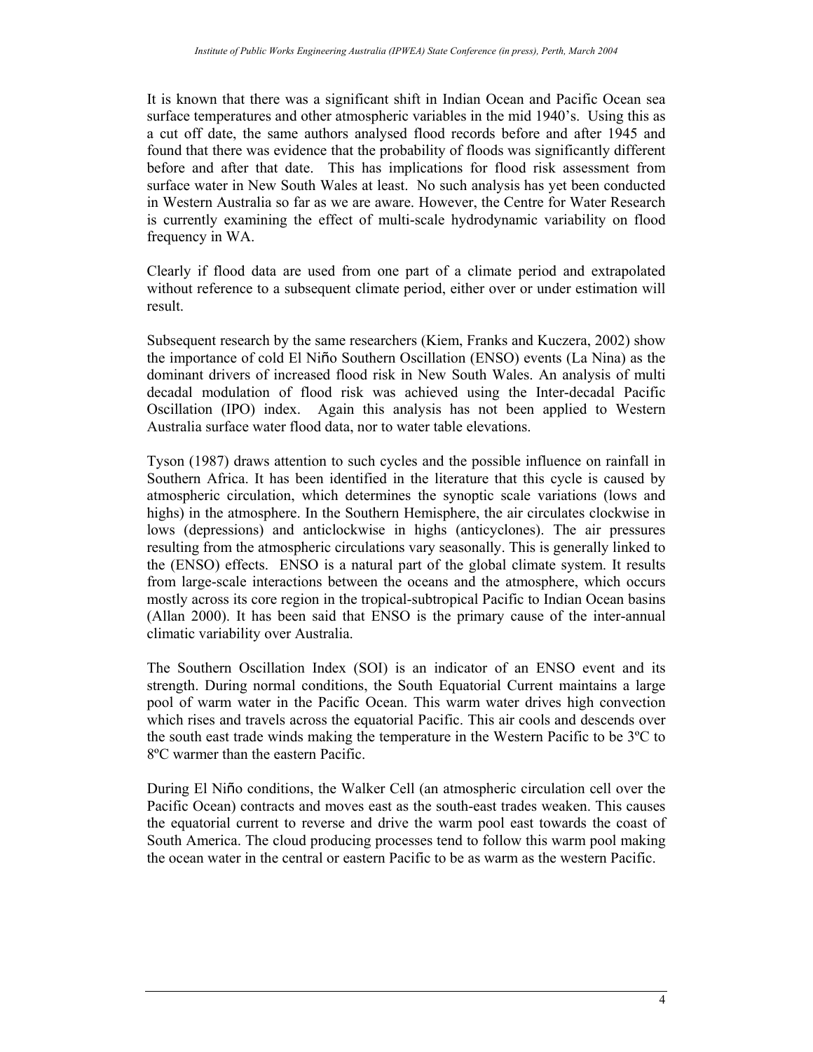It is known that there was a significant shift in Indian Ocean and Pacific Ocean sea surface temperatures and other atmospheric variables in the mid 1940's. Using this as a cut off date, the same authors analysed flood records before and after 1945 and found that there was evidence that the probability of floods was significantly different before and after that date. This has implications for flood risk assessment from surface water in New South Wales at least. No such analysis has yet been conducted in Western Australia so far as we are aware. However, the Centre for Water Research is currently examining the effect of multi-scale hydrodynamic variability on flood frequency in WA.

Clearly if flood data are used from one part of a climate period and extrapolated without reference to a subsequent climate period, either over or under estimation will result.

Subsequent research by the same researchers (Kiem, Franks and Kuczera, 2002) show the importance of cold El Niño Southern Oscillation (ENSO) events (La Nina) as the dominant drivers of increased flood risk in New South Wales. An analysis of multi decadal modulation of flood risk was achieved using the Inter-decadal Pacific Oscillation (IPO) index. Again this analysis has not been applied to Western Australia surface water flood data, nor to water table elevations.

Tyson (1987) draws attention to such cycles and the possible influence on rainfall in Southern Africa. It has been identified in the literature that this cycle is caused by atmospheric circulation, which determines the synoptic scale variations (lows and highs) in the atmosphere. In the Southern Hemisphere, the air circulates clockwise in lows (depressions) and anticlockwise in highs (anticyclones). The air pressures resulting from the atmospheric circulations vary seasonally. This is generally linked to the (ENSO) effects. ENSO is a natural part of the global climate system. It results from large-scale interactions between the oceans and the atmosphere, which occurs mostly across its core region in the tropical-subtropical Pacific to Indian Ocean basins (Allan 2000). It has been said that ENSO is the primary cause of the inter-annual climatic variability over Australia.

The Southern Oscillation Index (SOI) is an indicator of an ENSO event and its strength. During normal conditions, the South Equatorial Current maintains a large pool of warm water in the Pacific Ocean. This warm water drives high convection which rises and travels across the equatorial Pacific. This air cools and descends over the south east trade winds making the temperature in the Western Pacific to be 3ºC to 8ºC warmer than the eastern Pacific.

During El Niño conditions, the Walker Cell (an atmospheric circulation cell over the Pacific Ocean) contracts and moves east as the south-east trades weaken. This causes the equatorial current to reverse and drive the warm pool east towards the coast of South America. The cloud producing processes tend to follow this warm pool making the ocean water in the central or eastern Pacific to be as warm as the western Pacific.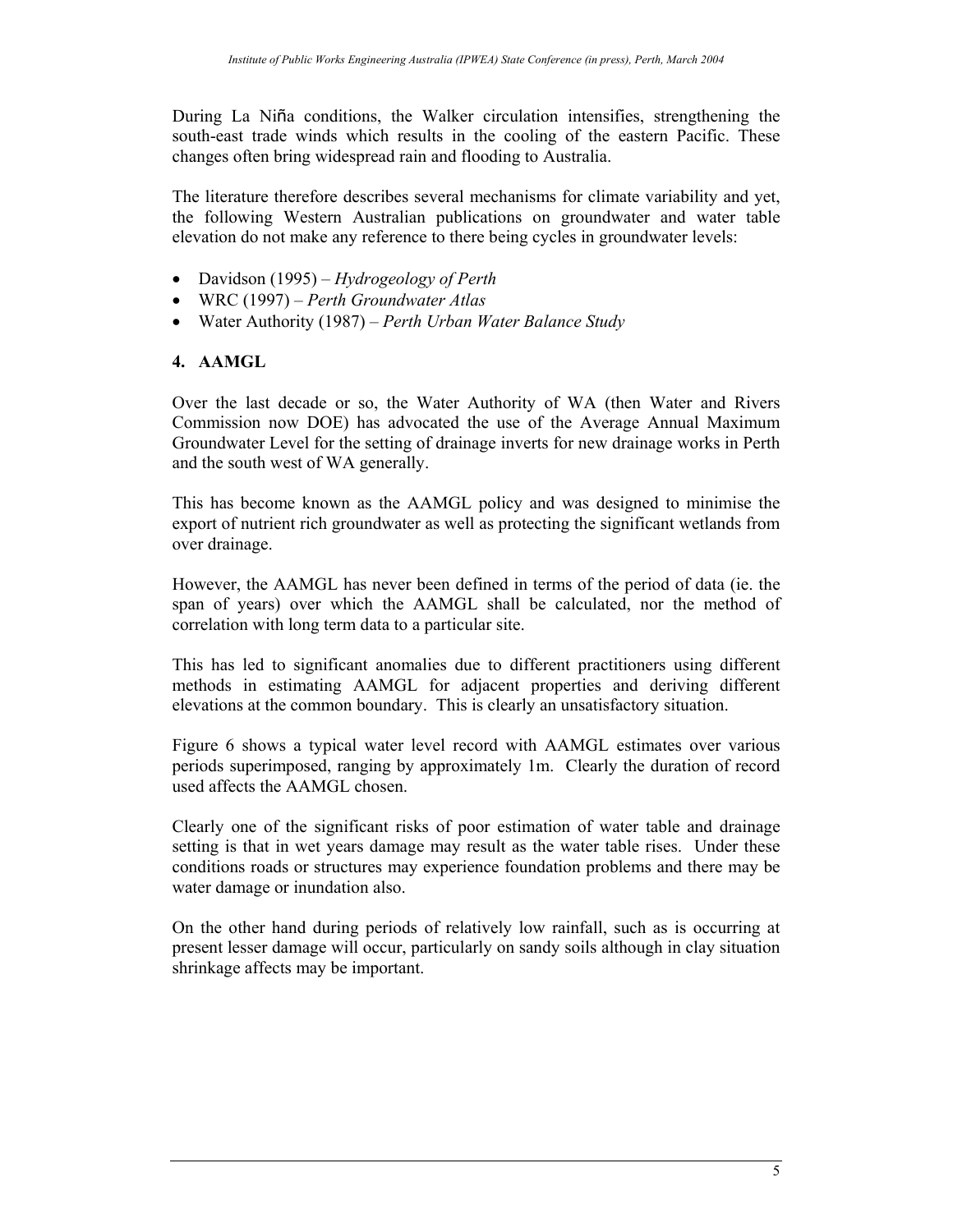During La Niña conditions, the Walker circulation intensifies, strengthening the south-east trade winds which results in the cooling of the eastern Pacific. These changes often bring widespread rain and flooding to Australia.

The literature therefore describes several mechanisms for climate variability and yet, the following Western Australian publications on groundwater and water table elevation do not make any reference to there being cycles in groundwater levels:

- Davidson (1995) – *Hydrogeology of Perth*
- WRC (1997) – *Perth Groundwater Atlas*
- Water Authority (1987) – *Perth Urban Water Balance Study*

## 4. AAMGL

Over the last decade or so, the Water Authority of WA (then Water and Rivers Commission now DOE) has advocated the use of the Average Annual Maximum Groundwater Level for the setting of drainage inverts for new drainage works in Perth and the south west of WA generally.

This has become known as the AAMGL policy and was designed to minimise the export of nutrient rich groundwater as well as protecting the significant wetlands from over drainage.

However, the AAMGL has never been defined in terms of the period of data (ie. the span of years) over which the AAMGL shall be calculated, nor the method of correlation with long term data to a particular site.

This has led to significant anomalies due to different practitioners using different methods in estimating AAMGL for adjacent properties and deriving different elevations at the common boundary. This is clearly an unsatisfactory situation.

Figure 6 shows a typical water level record with AAMGL estimates over various periods superimposed, ranging by approximately 1m. Clearly the duration of record used affects the AAMGL chosen.

Clearly one of the significant risks of poor estimation of water table and drainage setting is that in wet years damage may result as the water table rises. Under these conditions roads or structures may experience foundation problems and there may be water damage or inundation also.

On the other hand during periods of relatively low rainfall, such as is occurring at present lesser damage will occur, particularly on sandy soils although in clay situation shrinkage affects may be important.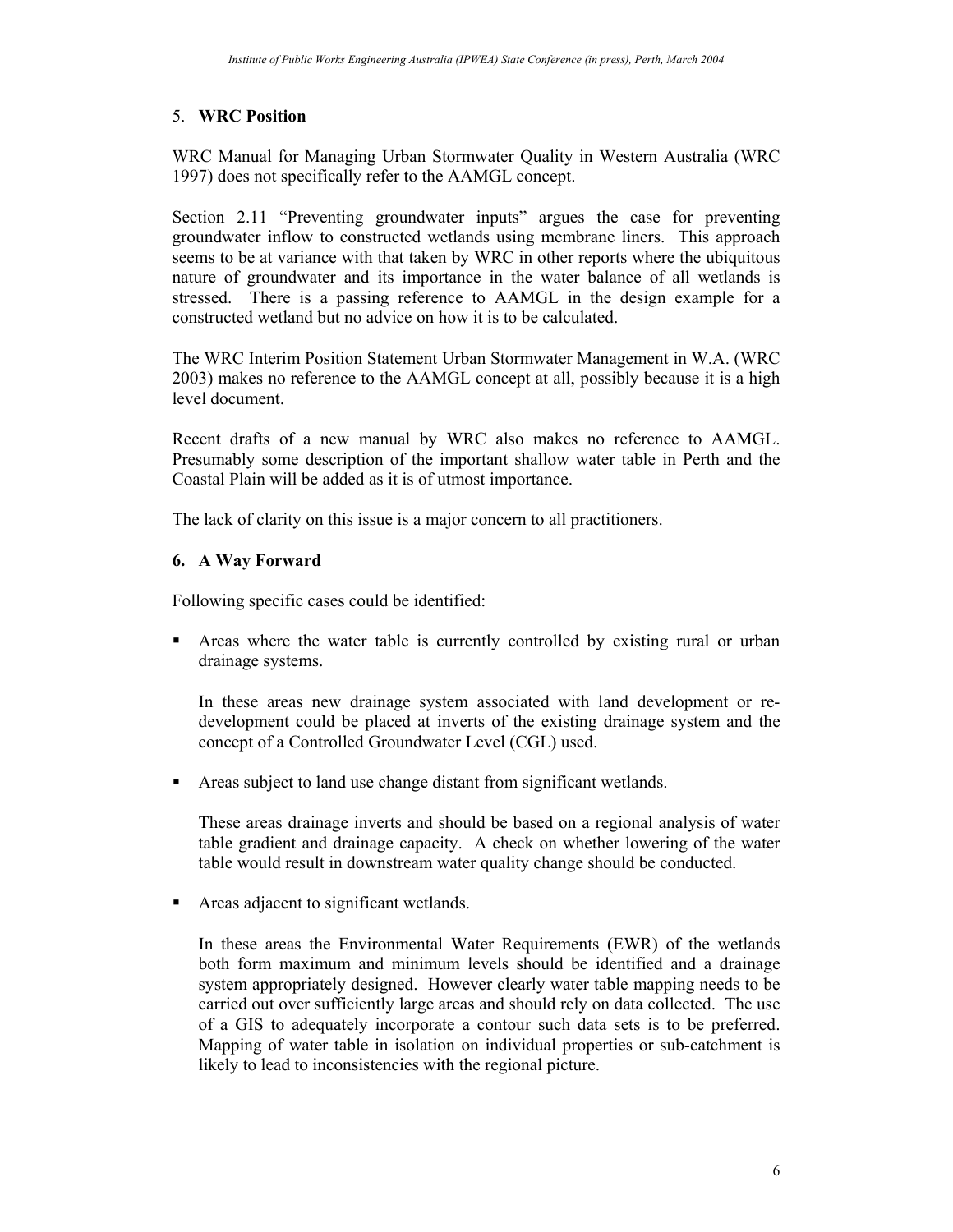## 5. **WRC Position**

WRC Manual for Managing Urban Stormwater Quality in Western Australia (WRC 1997) does not specifically refer to the AAMGL concept.

Section 2.11 "Preventing groundwater inputs" argues the case for preventing groundwater inflow to constructed wetlands using membrane liners. This approach seems to be at variance with that taken by WRC in other reports where the ubiquitous nature of groundwater and its importance in the water balance of all wetlands is stressed. There is a passing reference to AAMGL in the design example for a constructed wetland but no advice on how it is to be calculated.

The WRC Interim Position Statement Urban Stormwater Management in W.A. (WRC 2003) makes no reference to the AAMGL concept at all, possibly because it is a high level document.

Recent drafts of a new manual by WRC also makes no reference to AAMGL. Presumably some description of the important shallow water table in Perth and the Coastal Plain will be added as it is of utmost importance.

The lack of clarity on this issue is a major concern to all practitioners.

## 6. A Way Forward

Following specific cases could be identified:

- Areas where the water table is currently controlled by existing rural or urban drainage systems.

  In these areas new drainage system associated with land development or re-development could be placed at inverts of the existing drainage system and the concept of a Controlled Groundwater Level (CGL) used.

- Areas subject to land use change distant from significant wetlands.

  These areas drainage inverts and should be based on a regional analysis of water table gradient and drainage capacity. A check on whether lowering of the water table would result in downstream water quality change should be conducted.

- Areas adjacent to significant wetlands.

  In these areas the Environmental Water Requirements (EWR) of the wetlands both form maximum and minimum levels should be identified and a drainage system appropriately designed. However clearly water table mapping needs to be carried out over sufficiently large areas and should rely on data collected. The use of a GIS to adequately incorporate a contour such data sets is to be preferred. Mapping of water table in isolation on individual properties or sub-catchment is likely to lead to inconsistencies with the regional picture.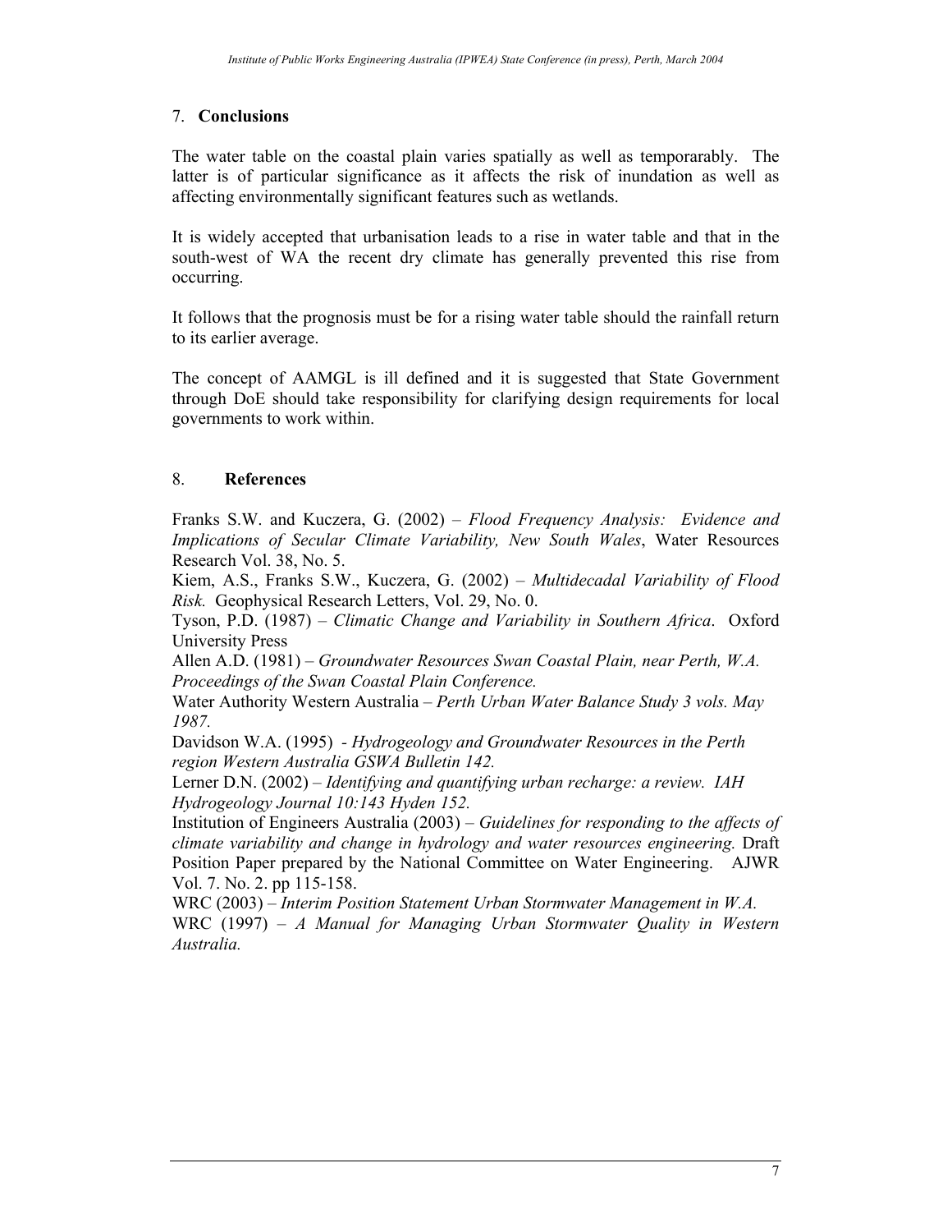## 7. **Conclusions**

The water table on the coastal plain varies spatially as well as temporarably. The latter is of particular significance as it affects the risk of inundation as well as affecting environmentally significant features such as wetlands.

It is widely accepted that urbanisation leads to a rise in water table and that in the south-west of WA the recent dry climate has generally prevented this rise from occurring.

It follows that the prognosis must be for a rising water table should the rainfall return to its earlier average.

The concept of AAMGL is ill defined and it is suggested that State Government through DoE should take responsibility for clarifying design requirements for local governments to work within.

## 8. **References**

Franks S.W. and Kuczera, G. (2002) – *Flood Frequency Analysis: Evidence and Implications of Secular Climate Variability, New South Wales*, Water Resources Research Vol. 38, No. 5.

Kiem, A.S., Franks S.W., Kuczera, G. (2002) – *Multidecadal Variability of Flood Risk.* Geophysical Research Letters, Vol. 29, No. 0.

Tyson, P.D. (1987) – *Climatic Change and Variability in Southern Africa*. Oxford University Press

Allen A.D. (1981) – *Groundwater Resources Swan Coastal Plain, near Perth, W.A. Proceedings of the Swan Coastal Plain Conference.*

Water Authority Western Australia – *Perth Urban Water Balance Study 3 vols. May 1987.*

Davidson W.A. (1995) - *Hydrogeology and Groundwater Resources in the Perth region Western Australia GSWA Bulletin 142.*

Lerner D.N. (2002) – *Identifying and quantifying urban recharge: a review. IAH Hydrogeology Journal 10:143 Hyden 152.*

Institution of Engineers Australia (2003) – *Guidelines for responding to the affects of climate variability and change in hydrology and water resources engineering.* Draft Position Paper prepared by the National Committee on Water Engineering. AJWR Vol. 7. No. 2. pp 115-158.

WRC (2003) – *Interim Position Statement Urban Stormwater Management in W.A.*

WRC (1997) – *A Manual for Managing Urban Stormwater Quality in Western Australia.*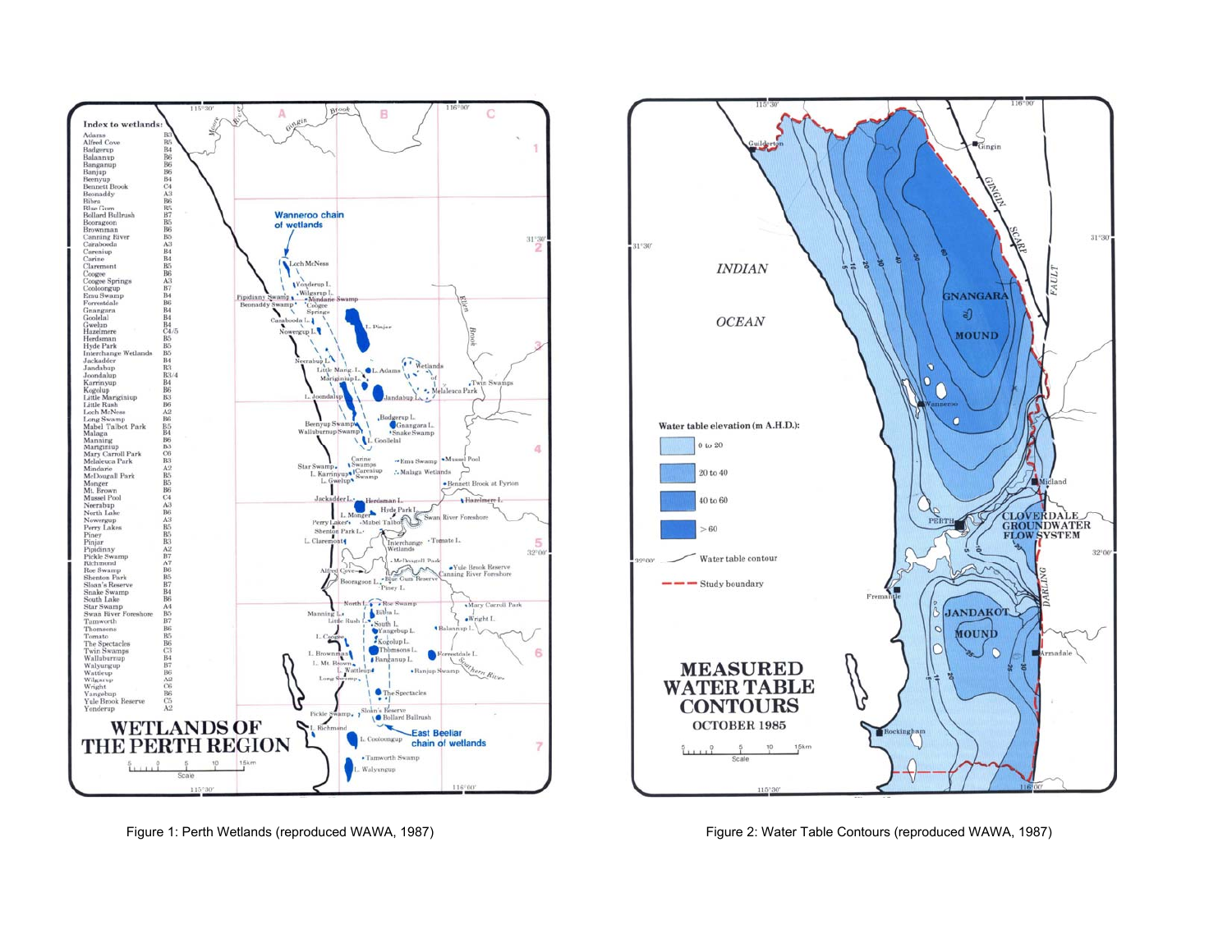Figure 1: Perth Wetlands (reproduced WAWA, 1987)

Figure 2: Water Table Contours (reproduced WAWA, 1987)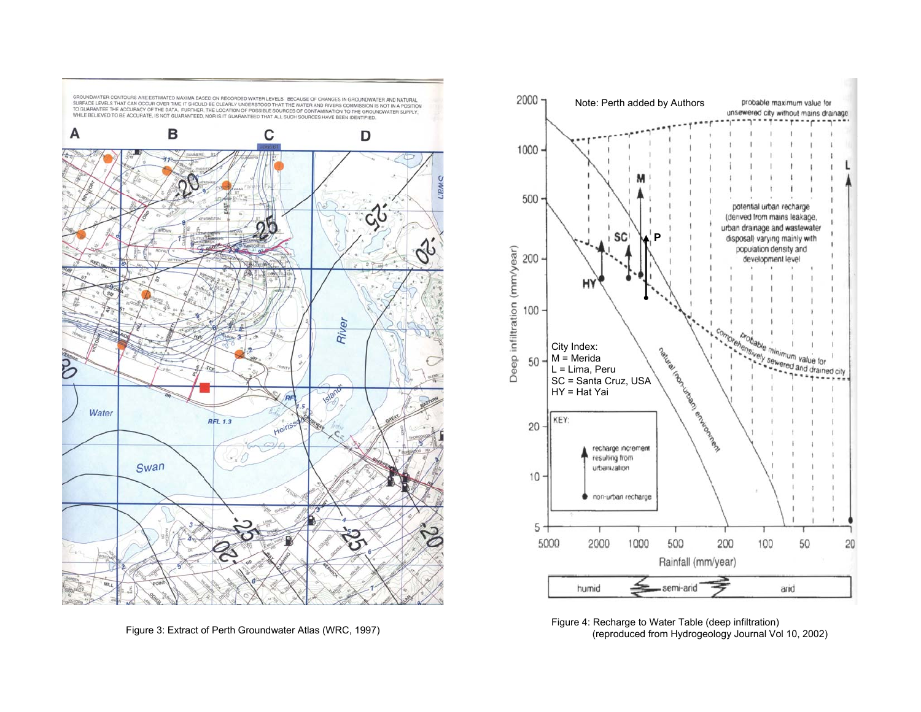Figure 3: Extract of Perth Groundwater Atlas (WRC, 1997)

Figure 4: Recharge to Water Table (deep infiltration)
(reproduced from Hydrogeology Journal Vol 10, 2002)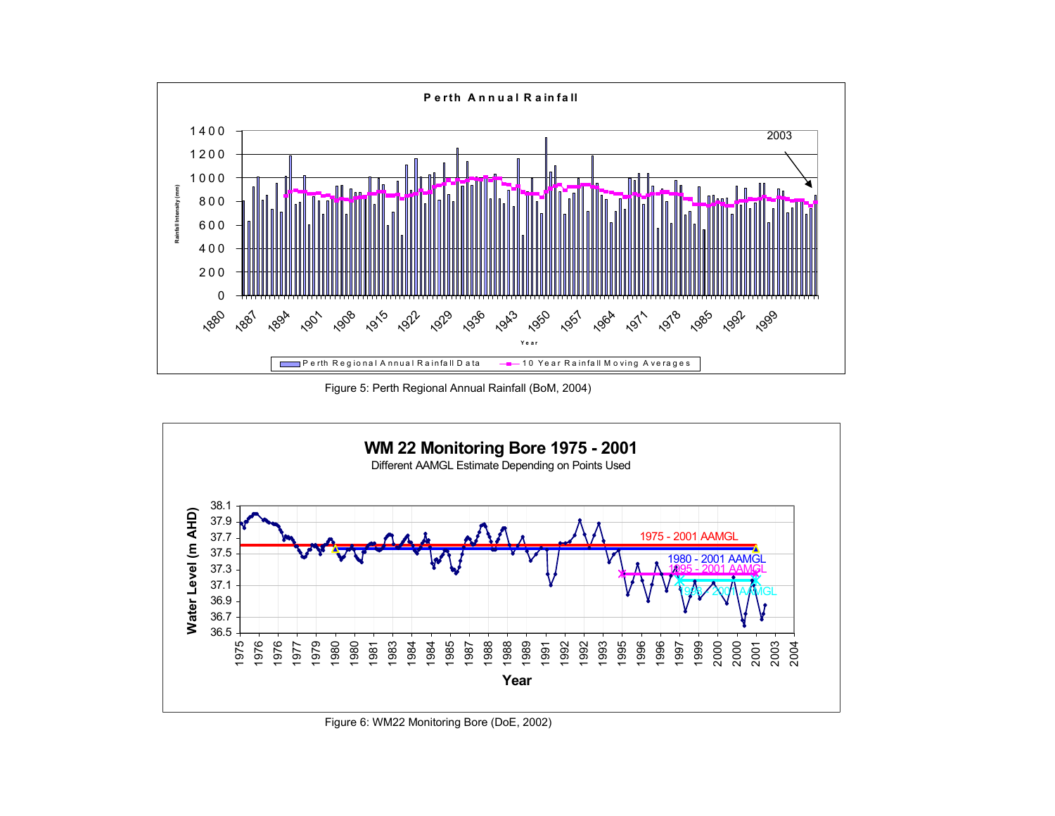Perth Annual Rainfall

Rainfall Intensity (mm)

1400
1200
1000
800
600
400
200
0

1880 1887 1894 1901 1908 1915 1922 1929 1936 1943 1950 1957 1964 1971 1978 1985 1992 1999

Year

2003

Perth Regional Annual Rainfall Data
10 Year Rainfall Moving Averages

Figure 5: Perth Regional Annual Rainfall (BoM, 2004)

WM 22 Monitoring Bore 1975 - 2001

Different AAMGL Estimate Depending on Points Used

Water Level (m AHD)

38.1
37.9
37.7
37.5
37.3
37.1
36.9
36.7
36.5

1975 1975 1976 1976 1976 1977 1979 1980 1980 1981 1983 1984 1984 1985 1987 1988 1988 1989 1991 1992 1992 1993 1995 1996 1996 1997 1999 2000 2000 2001 2003 2004

Year

1975 - 2001 AAMGL
1980 - 2001 AAMGL
1995 - 2001 AAMGL
1998 - 2001 AAMGL

Figure 6: WM22 Monitoring Bore (DoE, 2002)